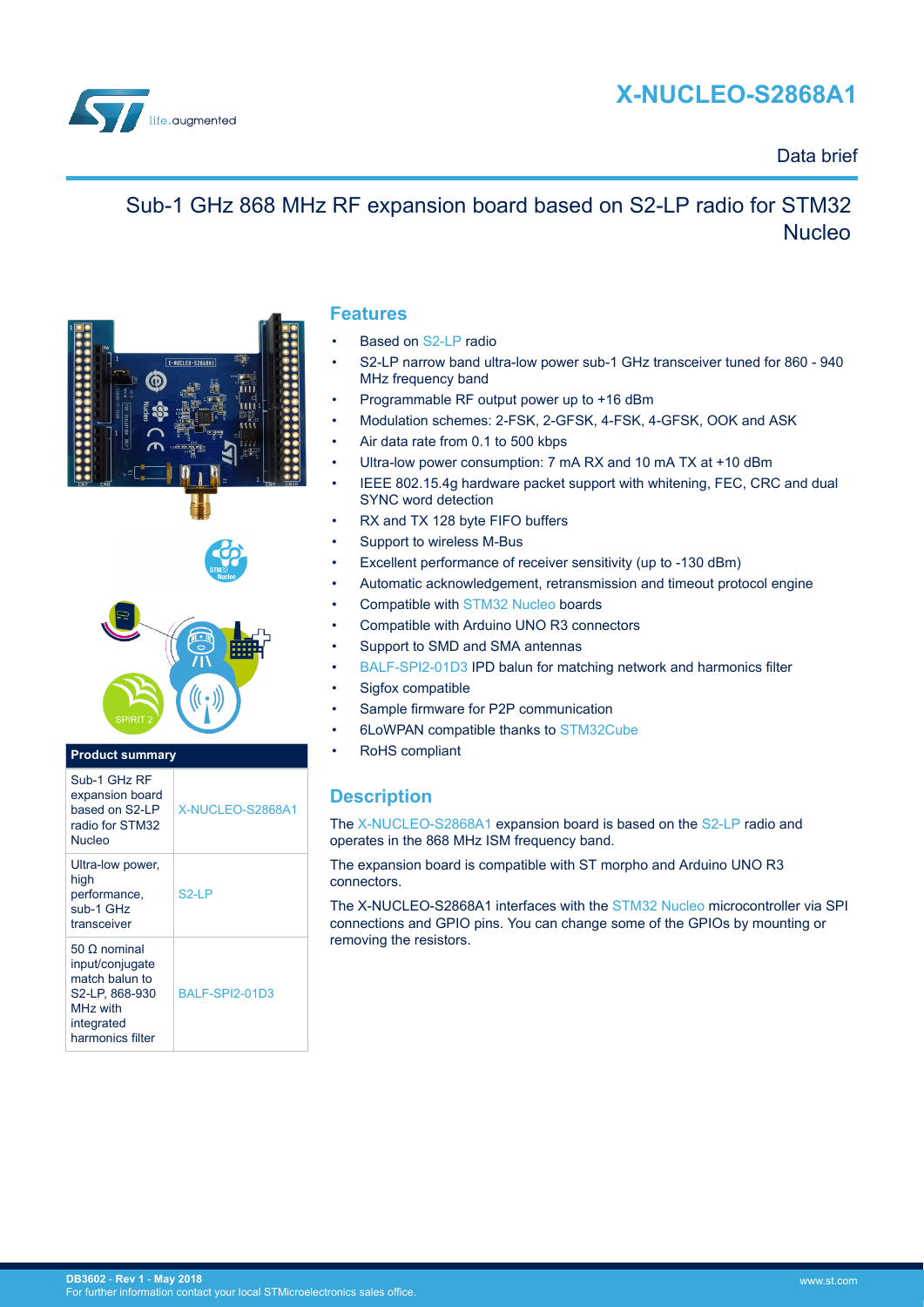# X-NUCLEO-S2868A1

Data brief

## Sub-1 GHz 868 MHz RF expansion board based on S2-LP radio for STM32 Nucleo

## Features

- Based on S2-LP radio
- S2-LP narrow band ultra-low power sub-1 GHz transceiver tuned for 860 - 940 MHz frequency band
- Programmable RF output power up to +16 dBm
- Modulation schemes: 2-FSK, 2-GFSK, 4-FSK, 4-GFSK, OOK and ASK
- Air data rate from 0.1 to 500 kbps
- Ultra-low power consumption: 7 mA RX and 10 mA TX at +10 dBm
- IEEE 802.15.4g hardware packet support with whitening, FEC, CRC and dual SYNC word detection
- RX and TX 128 byte FIFO buffers
- Support to wireless M-Bus
- Excellent performance of receiver sensitivity (up to -130 dBm)
- Automatic acknowledgement, retransmission and timeout protocol engine
- Compatible with STM32 Nucleo boards
- Compatible with Arduino UNO R3 connectors
- Support to SMD and SMA antennas
- BALF-SPI2-01D3 IPD balun for matching network and harmonics filter
- Sigfox compatible
- Sample firmware for P2P communication
- 6LoWPAN compatible thanks to STM32Cube
- RoHS compliant

| Product summary | |
|---|---|
| Sub-1 GHz RF expansion board based on S2-LP radio for STM32 Nucleo | X-NUCLEO-S2868A1 |
| Ultra-low power, high performance, sub-1 GHz transceiver | S2-LP |
| 50 Ω nominal input/conjugate match balun to S2-LP, 868-930 MHz with integrated harmonics filter | BALF-SPI2-01D3 |

## Description

The X-NUCLEO-S2868A1 expansion board is based on the S2-LP radio and operates in the 868 MHz ISM frequency band.

The expansion board is compatible with ST morpho and Arduino UNO R3 connectors.

The X-NUCLEO-S2868A1 interfaces with the STM32 Nucleo microcontroller via SPI connections and GPIO pins. You can change some of the GPIOs by mounting or removing the resistors.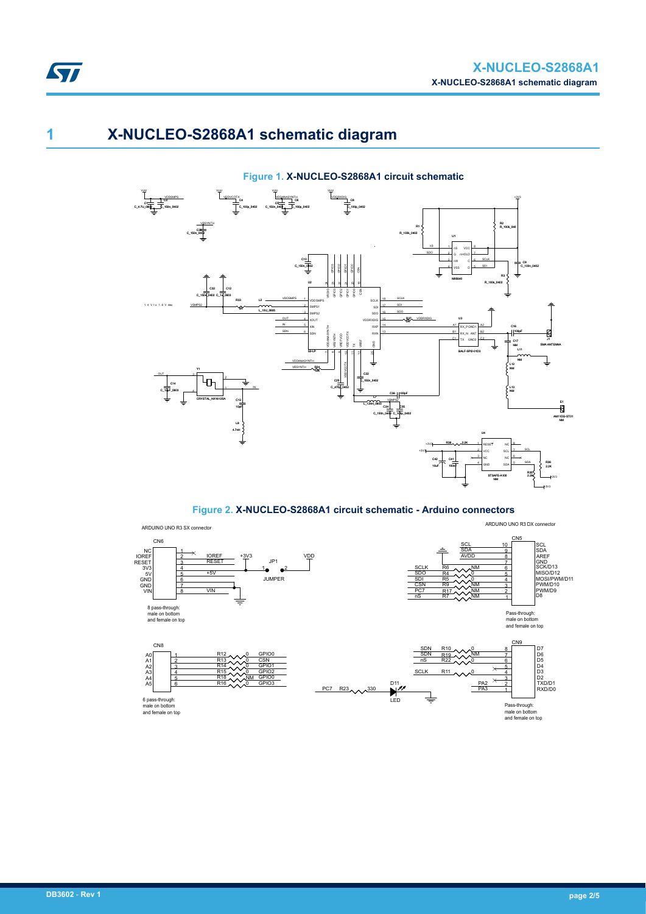# 1 X-NUCLEO-S2868A1 schematic diagram

**Figure 1. X-NUCLEO-S2868A1 circuit schematic**

**Figure 2. X-NUCLEO-S2868A1 circuit schematic - Arduino connectors**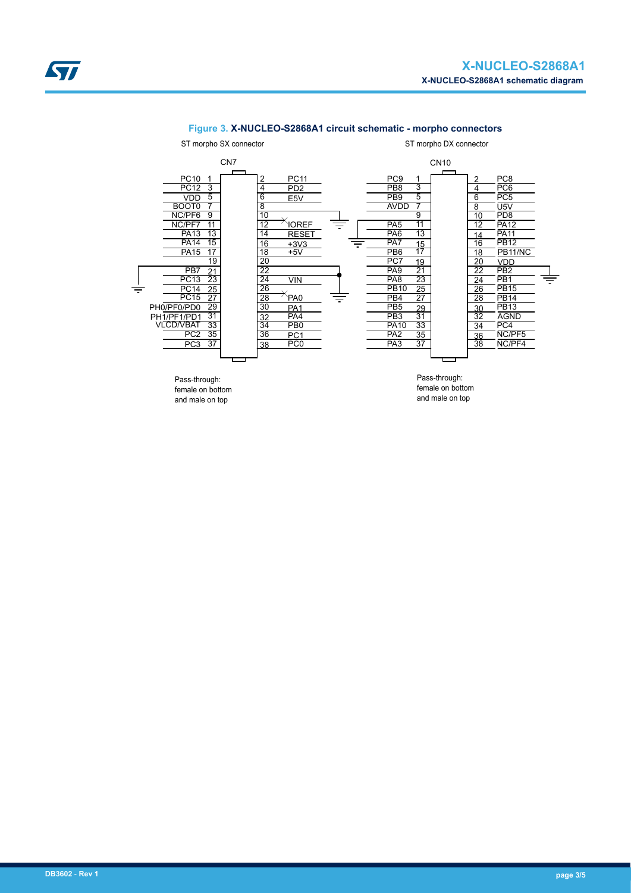**Figure 3. X-NUCLEO-S2868A1 circuit schematic - morpho connectors**

ST morpho SX connector

CN7

| Signal | Pin | Pin | Signal |
|---|---|---|---|
| PC10 | 1 | 2 | PC11 |
| PC12 | 3 | 4 | PD2 |
| VDD | 5 | 6 | E5V |
| BOOT0 | 7 | 8 | |
| NC/PF6 | 9 | 10 | |
| NC/PF7 | 11 | 12 | IOREF |
| PA13 | 13 | 14 | RESET |
| PA14 | 15 | 16 | +3V3 |
| PA15 | 17 | 18 | +5V |
| | 19 | 20 | |
| PB7 | 21 | 22 | |
| PC13 | 23 | 24 | VIN |
| PC14 | 25 | 26 | |
| PC15 | 27 | 28 | PA0 |
| PH0/PF0/PD0 | 29 | 30 | PA1 |
| PH1/PF1/PD1 | 31 | 32 | PA4 |
| VLCD/VBAT | 33 | 34 | PB0 |
| PC2 | 35 | 36 | PC1 |
| PC3 | 37 | 38 | PC0 |

Pass-through: female on bottom and male on top

ST morpho DX connector

CN10

| Signal | Pin | Pin | Signal |
|---|---|---|---|
| PC9 | 1 | 2 | PC8 |
| PB8 | 3 | 4 | PC6 |
| PB9 | 5 | 6 | PC5 |
| AVDD | 7 | 8 | U5V |
| | 9 | 10 | PD8 |
| PA5 | 11 | 12 | PA12 |
| PA6 | 13 | 14 | PA11 |
| PA7 | 15 | 16 | PB12 |
| PB6 | 17 | 18 | PB11/NC |
| PC7 | 19 | 20 | VDD |
| PA9 | 21 | 22 | PB2 |
| PA8 | 23 | 24 | PB1 |
| PB10 | 25 | 26 | PB15 |
| PB4 | 27 | 28 | PB14 |
| PB5 | 29 | 30 | PB13 |
| PB3 | 31 | 32 | AGND |
| PA10 | 33 | 34 | PC4 |
| PA2 | 35 | 36 | NC/PF5 |
| PA3 | 37 | 38 | NC/PF4 |

Pass-through: female on bottom and male on top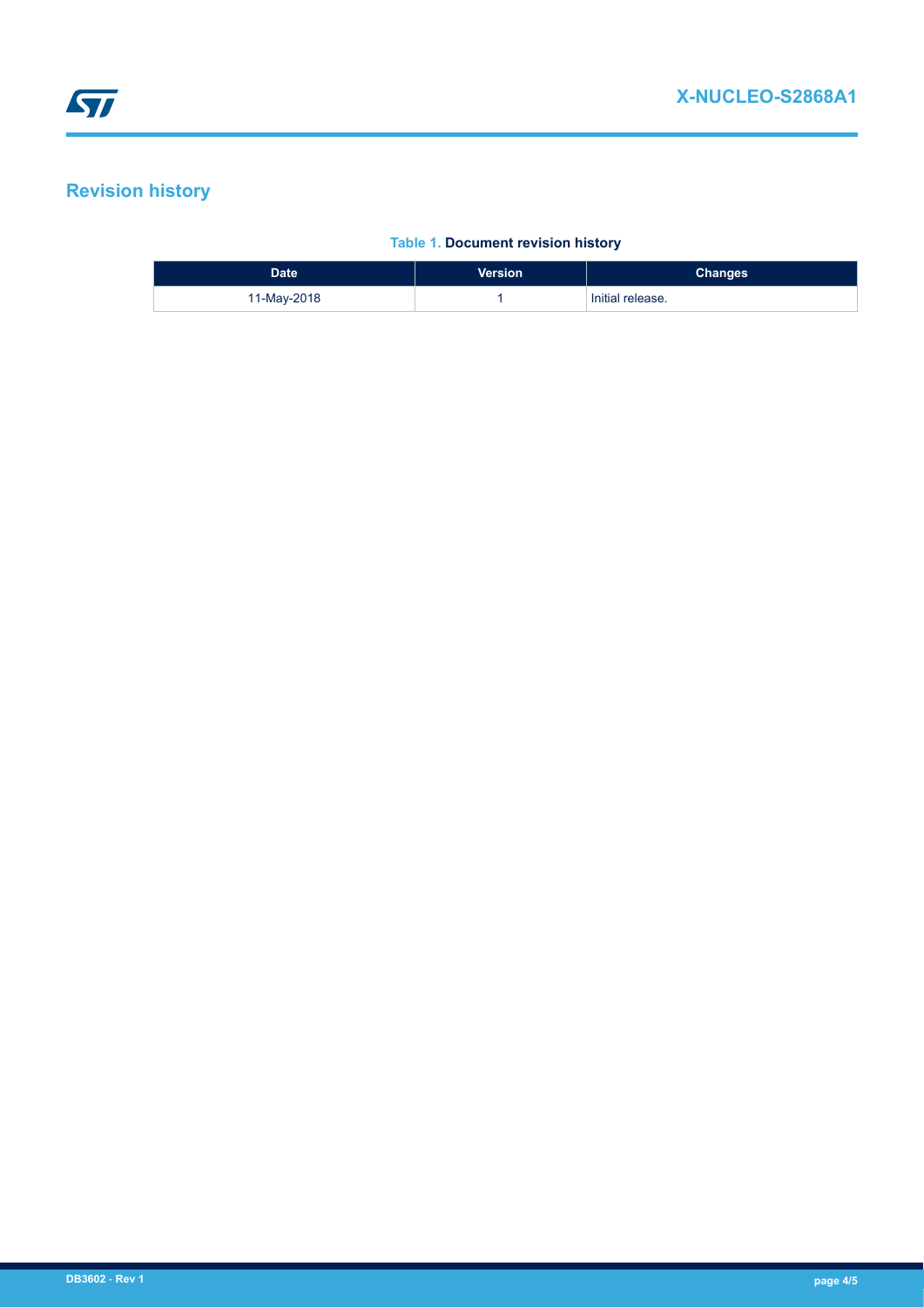# Revision history

**Table 1. Document revision history**

| Date | Version | Changes |
| --- | --- | --- |
| 11-May-2018 | 1 | Initial release. |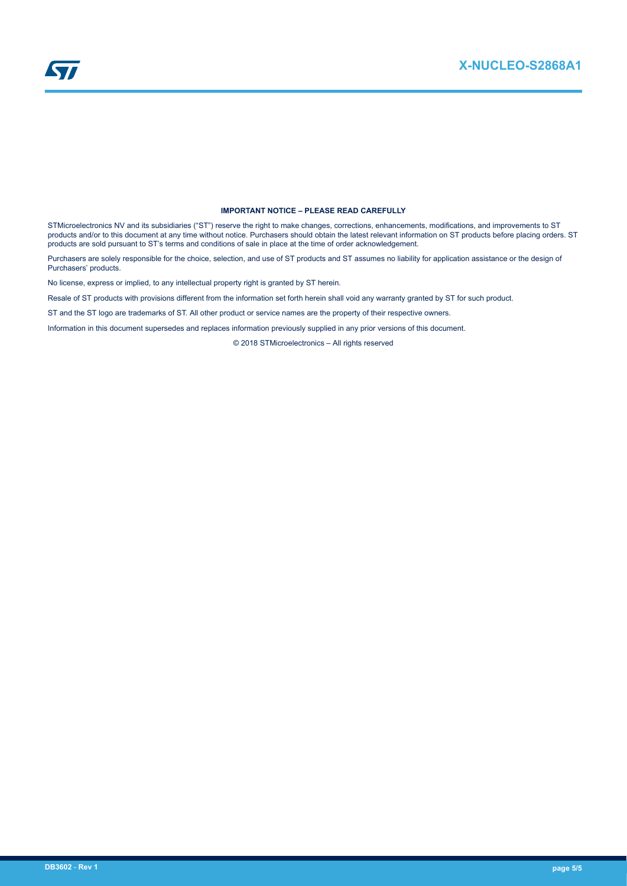**IMPORTANT NOTICE – PLEASE READ CAREFULLY**

STMicroelectronics NV and its subsidiaries ("ST") reserve the right to make changes, corrections, enhancements, modifications, and improvements to ST products and/or to this document at any time without notice. Purchasers should obtain the latest relevant information on ST products before placing orders. ST products are sold pursuant to ST's terms and conditions of sale in place at the time of order acknowledgement.

Purchasers are solely responsible for the choice, selection, and use of ST products and ST assumes no liability for application assistance or the design of Purchasers' products.

No license, express or implied, to any intellectual property right is granted by ST herein.

Resale of ST products with provisions different from the information set forth herein shall void any warranty granted by ST for such product.

ST and the ST logo are trademarks of ST. All other product or service names are the property of their respective owners.

Information in this document supersedes and replaces information previously supplied in any prior versions of this document.

© 2018 STMicroelectronics – All rights reserved